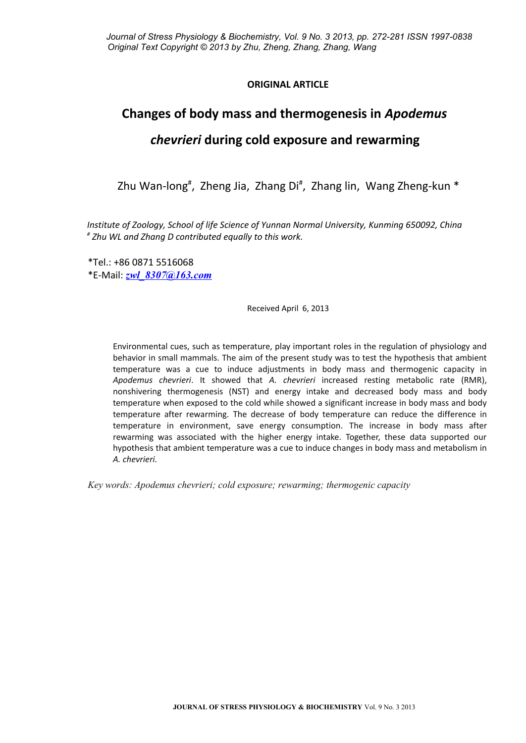**ORIGINAL ARTICLE**

# Changes of body mass and thermogenesis in *Apodemus chevrieri* during cold exposure and rewarming

Zhu Wan-long[#], Zheng Jia, Zhang Di[#], Zhang lin, Wang Zheng-kun *

*Institute of Zoology, School of life Science of Yunnan Normal University, Kunming 650092, China*
*[#] Zhu WL and Zhang D contributed equally to this work.*

*Tel.: +86 0871 5516068
*E-Mail: *zwl_8307@163.com*

Received April 6, 2013

Environmental cues, such as temperature, play important roles in the regulation of physiology and behavior in small mammals. The aim of the present study was to test the hypothesis that ambient temperature was a cue to induce adjustments in body mass and thermogenic capacity in *Apodemus chevrieri*. It showed that *A. chevrieri* increased resting metabolic rate (RMR), nonshivering thermogenesis (NST) and energy intake and decreased body mass and body temperature when exposed to the cold while showed a significant increase in body mass and body temperature after rewarming. The decrease of body temperature can reduce the difference in temperature in environment, save energy consumption. The increase in body mass after rewarming was associated with the higher energy intake. Together, these data supported our hypothesis that ambient temperature was a cue to induce changes in body mass and metabolism in *A. chevrieri.*

*Key words: Apodemus chevrieri; cold exposure; rewarming; thermogenic capacity*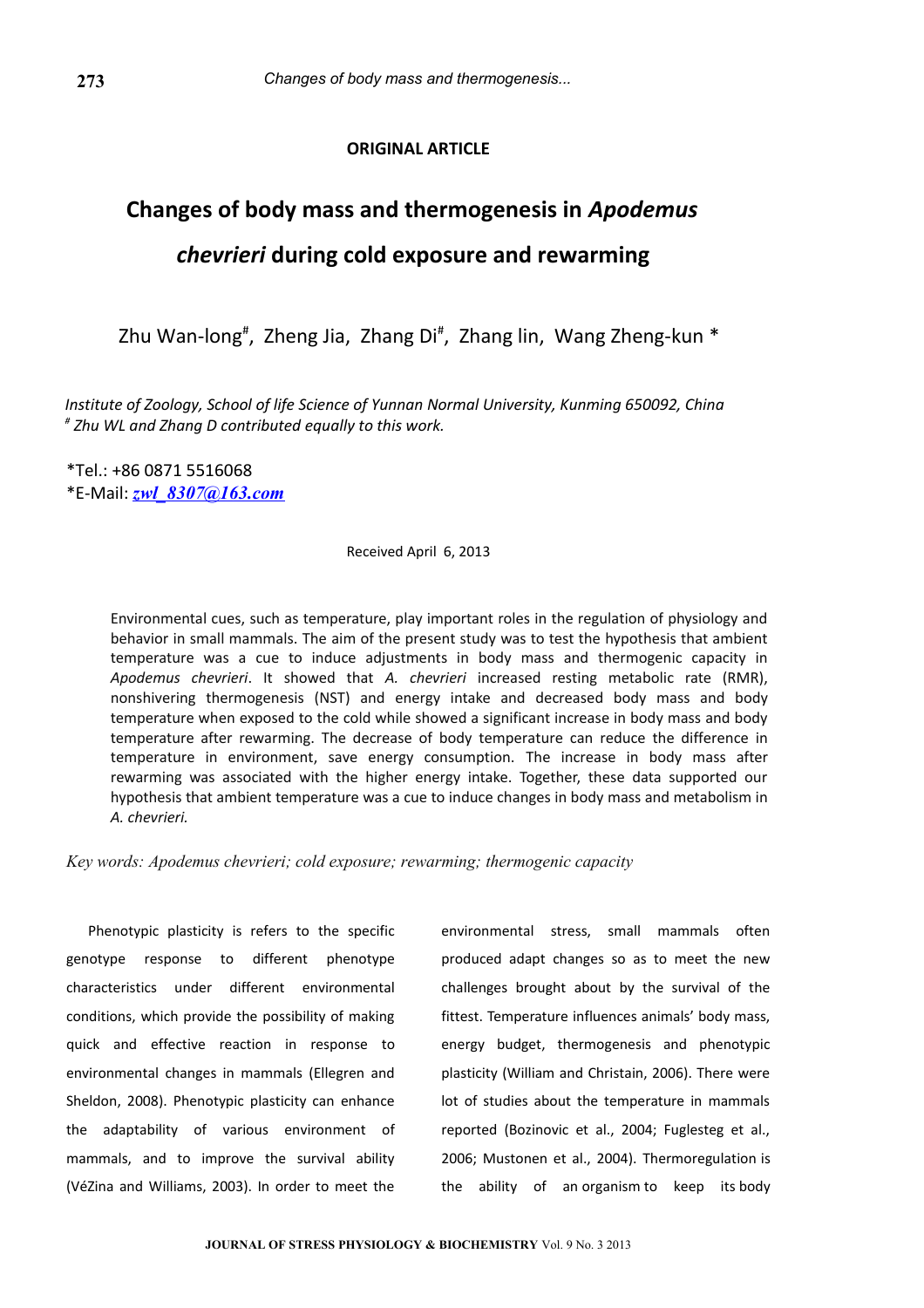ORIGINAL ARTICLE

# Changes of body mass and thermogenesis in *Apodemus chevrieri* during cold exposure and rewarming

Zhu Wan-long[#], Zheng Jia, Zhang Di[#], Zhang lin, Wang Zheng-kun *

*Institute of Zoology, School of life Science of Yunnan Normal University, Kunming 650092, China*
*[#] Zhu WL and Zhang D contributed equally to this work.*

*Tel.: +86 0871 5516068
*E-Mail: *zwl_8307@163.com*

Received April 6, 2013

Environmental cues, such as temperature, play important roles in the regulation of physiology and behavior in small mammals. The aim of the present study was to test the hypothesis that ambient temperature was a cue to induce adjustments in body mass and thermogenic capacity in *Apodemus chevrieri*. It showed that *A. chevrieri* increased resting metabolic rate (RMR), nonshivering thermogenesis (NST) and energy intake and decreased body mass and body temperature when exposed to the cold while showed a significant increase in body mass and body temperature after rewarming. The decrease of body temperature can reduce the difference in temperature in environment, save energy consumption. The increase in body mass after rewarming was associated with the higher energy intake. Together, these data supported our hypothesis that ambient temperature was a cue to induce changes in body mass and metabolism in *A. chevrieri.*

*Key words: Apodemus chevrieri; cold exposure; rewarming; thermogenic capacity*

Phenotypic plasticity is refers to the specific genotype response to different phenotype characteristics under different environmental conditions, which provide the possibility of making quick and effective reaction in response to environmental changes in mammals (Ellegren and Sheldon, 2008). Phenotypic plasticity can enhance the adaptability of various environment of mammals, and to improve the survival ability (VéZina and Williams, 2003). In order to meet the environmental stress, small mammals often produced adapt changes so as to meet the new challenges brought about by the survival of the fittest. Temperature influences animals' body mass, energy budget, thermogenesis and phenotypic plasticity (William and Christain, 2006). There were lot of studies about the temperature in mammals reported (Bozinovic et al., 2004; Fuglesteg et al., 2006; Mustonen et al., 2004). Thermoregulation is the ability of an organism to keep its body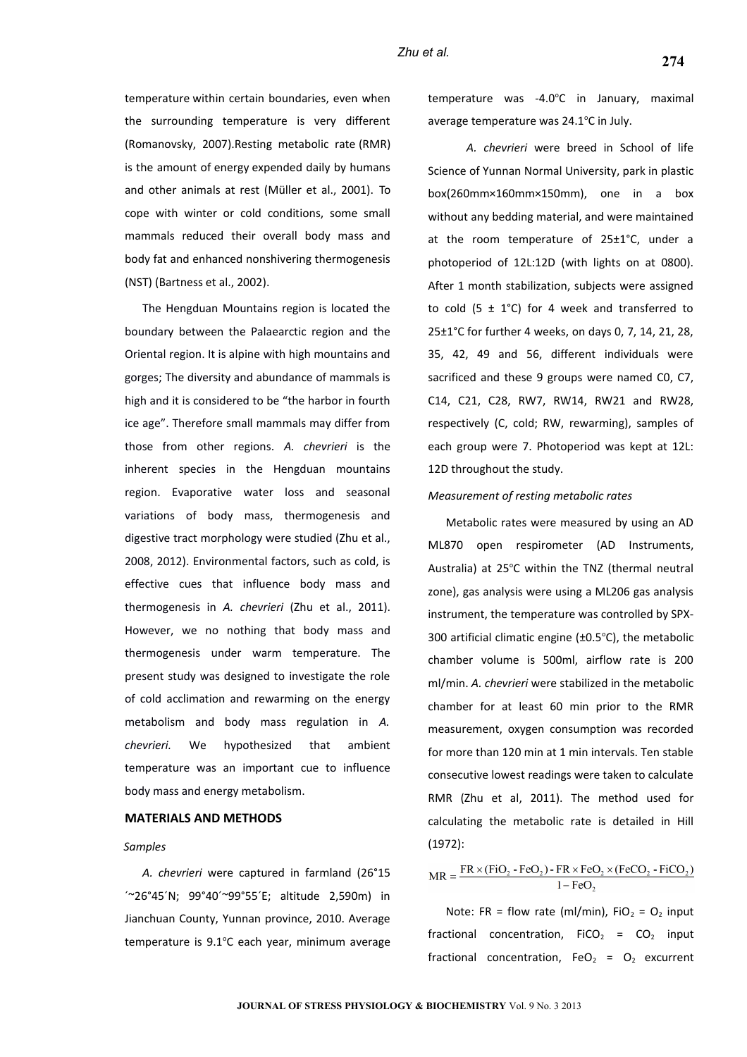temperature within certain boundaries, even when the surrounding temperature is very different (Romanovsky, 2007).Resting metabolic rate (RMR) is the amount of energy expended daily by humans and other animals at rest (Müller et al., 2001). To cope with winter or cold conditions, some small mammals reduced their overall body mass and body fat and enhanced nonshivering thermogenesis (NST) (Bartness et al., 2002).

The Hengduan Mountains region is located the boundary between the Palaearctic region and the Oriental region. It is alpine with high mountains and gorges; The diversity and abundance of mammals is high and it is considered to be "the harbor in fourth ice age". Therefore small mammals may differ from those from other regions. *A. chevrieri* is the inherent species in the Hengduan mountains region. Evaporative water loss and seasonal variations of body mass, thermogenesis and digestive tract morphology were studied (Zhu et al., 2008, 2012). Environmental factors, such as cold, is effective cues that influence body mass and thermogenesis in *A. chevrieri* (Zhu et al., 2011). However, we no nothing that body mass and thermogenesis under warm temperature. The present study was designed to investigate the role of cold acclimation and rewarming on the energy metabolism and body mass regulation in *A. chevrieri.* We hypothesized that ambient temperature was an important cue to influence body mass and energy metabolism.

## MATERIALS AND METHODS

*Samples*

*A. chevrieri* were captured in farmland (26°15´~26°45´N; 99°40´~99°55´E; altitude 2,590m) in Jianchuan County, Yunnan province, 2010. Average temperature is 9.1°C each year, minimum average temperature was -4.0°C in January, maximal average temperature was 24.1°C in July.

*A. chevrieri* were breed in School of life Science of Yunnan Normal University, park in plastic box(260mm×160mm×150mm), one in a box without any bedding material, and were maintained at the room temperature of 25±1°C, under a photoperiod of 12L:12D (with lights on at 0800). After 1 month stabilization, subjects were assigned to cold (5 ± 1°C) for 4 week and transferred to 25±1°C for further 4 weeks, on days 0, 7, 14, 21, 28, 35, 42, 49 and 56, different individuals were sacrificed and these 9 groups were named C0, C7, C14, C21, C28, RW7, RW14, RW21 and RW28, respectively (C, cold; RW, rewarming), samples of each group were 7. Photoperiod was kept at 12L: 12D throughout the study.

*Measurement of resting metabolic rates*

Metabolic rates were measured by using an AD ML870 open respirometer (AD Instruments, Australia) at 25°C within the TNZ (thermal neutral zone), gas analysis were using a ML206 gas analysis instrument, the temperature was controlled by SPX-300 artificial climatic engine (±0.5°C), the metabolic chamber volume is 500ml, airflow rate is 200 ml/min. *A. chevrieri* were stabilized in the metabolic chamber for at least 60 min prior to the RMR measurement, oxygen consumption was recorded for more than 120 min at 1 min intervals. Ten stable consecutive lowest readings were taken to calculate RMR (Zhu et al, 2011). The method used for calculating the metabolic rate is detailed in Hill (1972):

$$MR = \frac{FR \times (FiO_2 - FeO_2) - FR \times FeO_2 \times (FeCO_2 - FiCO_2)}{1 - FeO_2}$$

Note: FR = flow rate (ml/min), $FiO_2$ = $O_2$ input fractional concentration, $FiCO_2$ = $CO_2$ input fractional concentration, $FeO_2$ = $O_2$ excurrent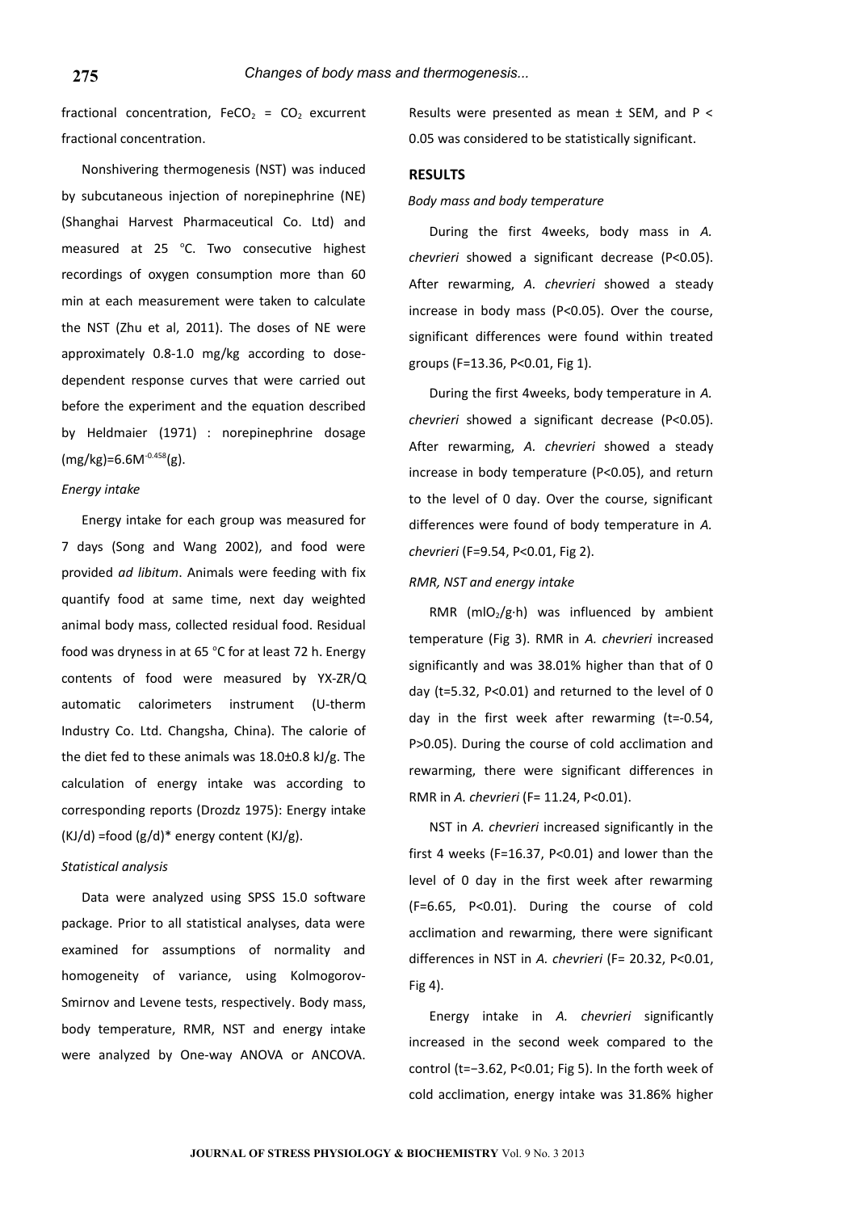fractional concentration, $FeCO_2$ = $CO_2$ excurrent fractional concentration.

Nonshivering thermogenesis (NST) was induced by subcutaneous injection of norepinephrine (NE) (Shanghai Harvest Pharmaceutical Co. Ltd) and measured at 25 °C. Two consecutive highest recordings of oxygen consumption more than 60 min at each measurement were taken to calculate the NST (Zhu et al, 2011). The doses of NE were approximately 0.8-1.0 mg/kg according to dose-dependent response curves that were carried out before the experiment and the equation described by Heldmaier (1971) : norepinephrine dosage (mg/kg)=$6.6M^{-0.458}$(g).

*Energy intake*

Energy intake for each group was measured for 7 days (Song and Wang 2002), and food were provided *ad libitum*. Animals were feeding with fix quantify food at same time, next day weighted animal body mass, collected residual food. Residual food was dryness in at 65 °C for at least 72 h. Energy contents of food were measured by YX-ZR/Q automatic calorimeters instrument (U-therm Industry Co. Ltd. Changsha, China). The calorie of the diet fed to these animals was 18.0±0.8 kJ/g. The calculation of energy intake was according to corresponding reports (Drozdz 1975): Energy intake (KJ/d) =food (g/d)* energy content (KJ/g).

*Statistical analysis*

Data were analyzed using SPSS 15.0 software package. Prior to all statistical analyses, data were examined for assumptions of normality and homogeneity of variance, using Kolmogorov-Smirnov and Levene tests, respectively. Body mass, body temperature, RMR, NST and energy intake were analyzed by One-way ANOVA or ANCOVA. Results were presented as mean ± SEM, and $P < 0.05$ was considered to be statistically significant.

## RESULTS

*Body mass and body temperature*

During the first 4weeks, body mass in *A. chevrieri* showed a significant decrease ($P<0.05$). After rewarming, *A. chevrieri* showed a steady increase in body mass ($P<0.05$). Over the course, significant differences were found within treated groups ($F=13.36$, $P<0.01$, Fig 1).

During the first 4weeks, body temperature in *A. chevrieri* showed a significant decrease ($P<0.05$). After rewarming, *A. chevrieri* showed a steady increase in body temperature ($P<0.05$), and return to the level of 0 day. Over the course, significant differences were found of body temperature in *A. chevrieri* ($F=9.54$, $P<0.01$, Fig 2).

*RMR, NST and energy intake*

RMR (ml$O_2$/g·h) was influenced by ambient temperature (Fig 3). RMR in *A. chevrieri* increased significantly and was 38.01% higher than that of 0 day ($t=5.32$, $P<0.01$) and returned to the level of 0 day in the first week after rewarming ($t=-0.54$, $P>0.05$). During the course of cold acclimation and rewarming, there were significant differences in RMR in *A. chevrieri* ($F= 11.24$, $P<0.01$).

NST in *A. chevrieri* increased significantly in the first 4 weeks ($F=16.37$, $P<0.01$) and lower than the level of 0 day in the first week after rewarming ($F=6.65$, $P<0.01$). During the course of cold acclimation and rewarming, there were significant differences in NST in *A. chevrieri* ($F= 20.32$, $P<0.01$, Fig 4).

Energy intake in *A. chevrieri* significantly increased in the second week compared to the control ($t=-3.62$, $P<0.01$; Fig 5). In the forth week of cold acclimation, energy intake was 31.86% higher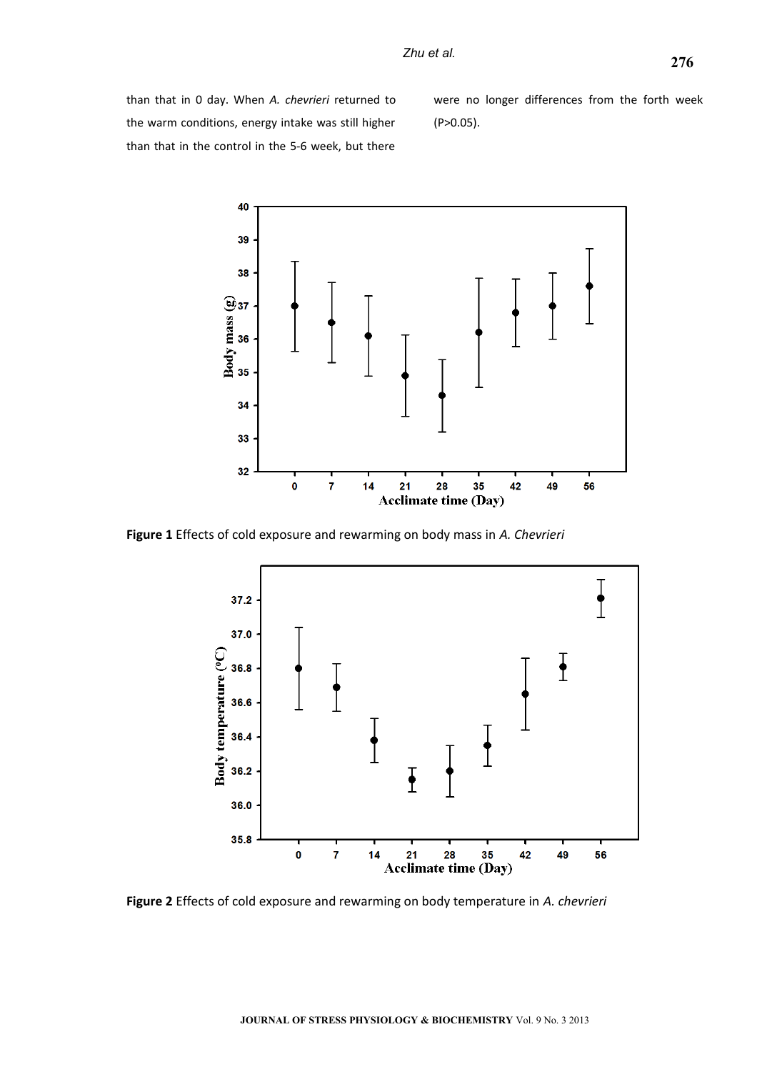than that in 0 day. When *A. chevrieri* returned to the warm conditions, energy intake was still higher than that in the control in the 5-6 week, but there were no longer differences from the forth week (P>0.05).

40
39
38
37
36
35
34
33
32
Body mass (g)
0 7 14 21 28 35 42 49 56
Acclimate time (Day)

**Figure 1** Effects of cold exposure and rewarming on body mass in *A. Chevrieri*

37.2
37.0
36.8
36.6
36.4
36.2
36.0
35.8
Body temperature (ºC)
0 7 14 21 28 35 42 49 56
Acclimate time (Day)

**Figure 2** Effects of cold exposure and rewarming on body temperature in *A. chevrieri*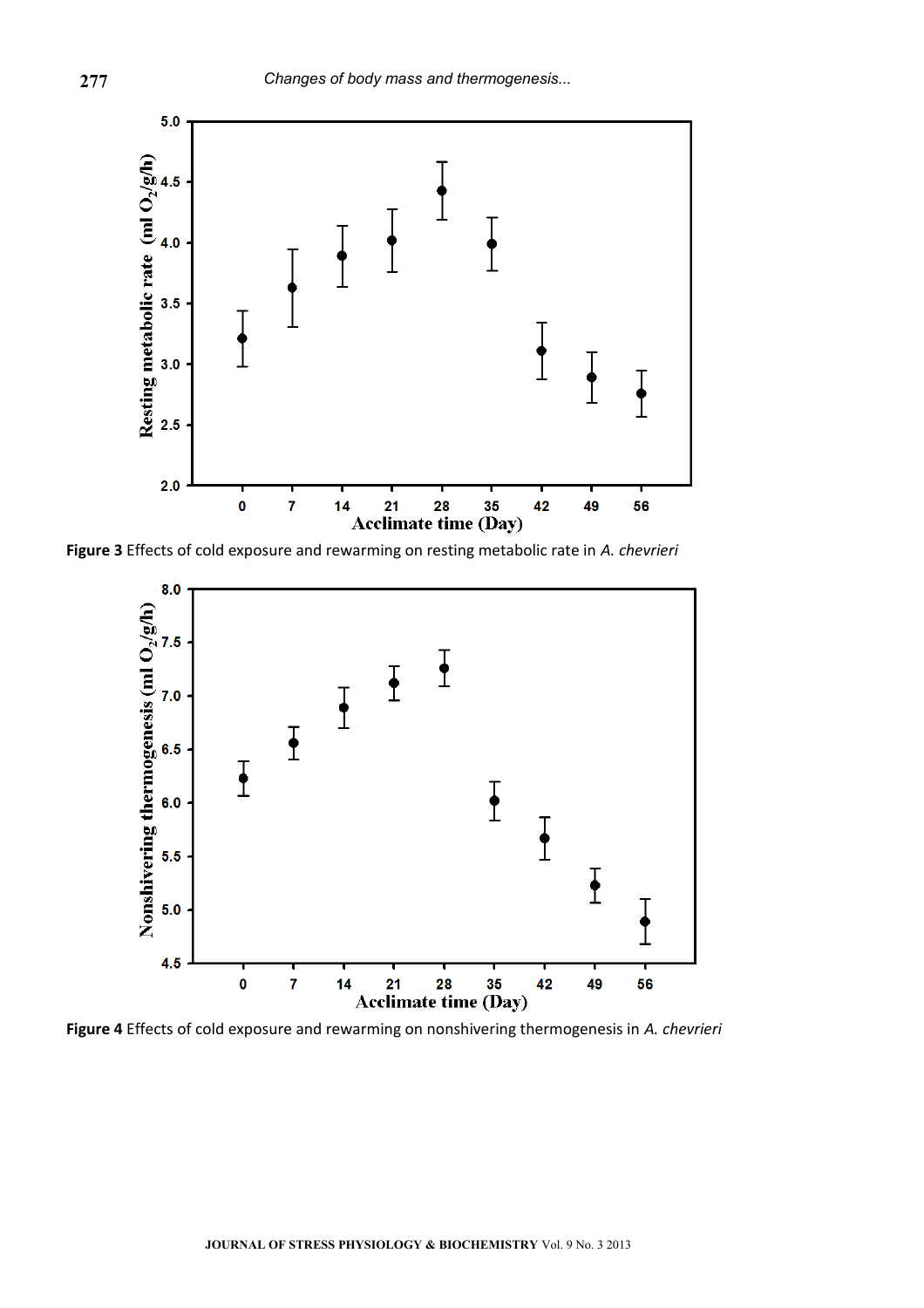5.0
4.5
4.0
3.5
3.0
2.5
2.0

Resting metabolic rate (ml $O_2$/g/h)

0 7 14 21 28 35 42 49 56

Acclimate time (Day)

**Figure 3** Effects of cold exposure and rewarming on resting metabolic rate in *A. chevrieri*

8.0
7.5
7.0
6.5
6.0
5.5
5.0
4.5

Nonshivering thermogenesis (ml $O_2$/g/h)

0 7 14 21 28 35 42 49 56

Acclimate time (Day)

**Figure 4** Effects of cold exposure and rewarming on nonshivering thermogenesis in *A. chevrieri*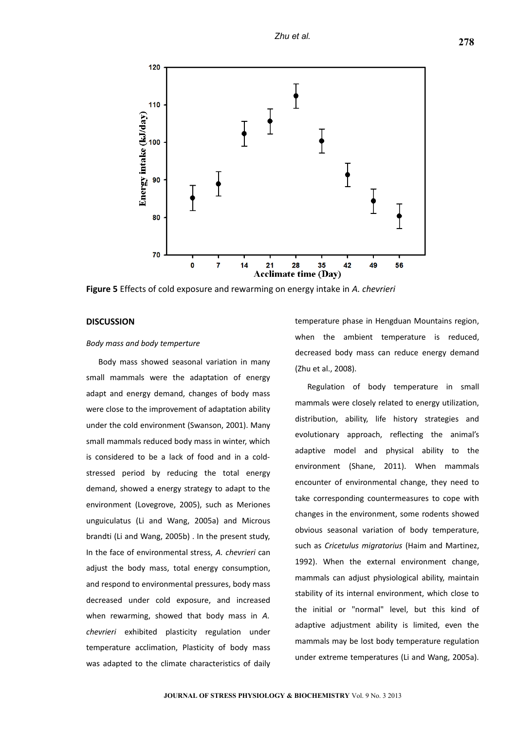120
110
100
90
80
70
Energy intake (kJ/day)
0 7 14 21 28 35 42 49 56
Acclimate time (Day)

**Figure 5** Effects of cold exposure and rewarming on energy intake in *A. chevrieri*

**DISCUSSION**

*Body mass and body temperture*

Body mass showed seasonal variation in many small mammals were the adaptation of energy adapt and energy demand, changes of body mass were close to the improvement of adaptation ability under the cold environment (Swanson, 2001). Many small mammals reduced body mass in winter, which is considered to be a lack of food and in a cold-stressed period by reducing the total energy demand, showed a energy strategy to adapt to the environment (Lovegrove, 2005), such as Meriones unguiculatus (Li and Wang, 2005a) and Microus brandti (Li and Wang, 2005b) . In the present study, In the face of environmental stress, *A. chevrieri* can adjust the body mass, total energy consumption, and respond to environmental pressures, body mass decreased under cold exposure, and increased when rewarming, showed that body mass in *A. chevrieri* exhibited plasticity regulation under temperature acclimation, Plasticity of body mass was adapted to the climate characteristics of daily temperature phase in Hengduan Mountains region, when the ambient temperature is reduced, decreased body mass can reduce energy demand (Zhu et al., 2008).

Regulation of body temperature in small mammals were closely related to energy utilization, distribution, ability, life history strategies and evolutionary approach, reflecting the animal's adaptive model and physical ability to the environment (Shane, 2011). When mammals encounter of environmental change, they need to take corresponding countermeasures to cope with changes in the environment, some rodents showed obvious seasonal variation of body temperature, such as *Cricetulus migratorius* (Haim and Martinez, 1992). When the external environment change, mammals can adjust physiological ability, maintain stability of its internal environment, which close to the initial or "normal" level, but this kind of adaptive adjustment ability is limited, even the mammals may be lost body temperature regulation under extreme temperatures (Li and Wang, 2005a).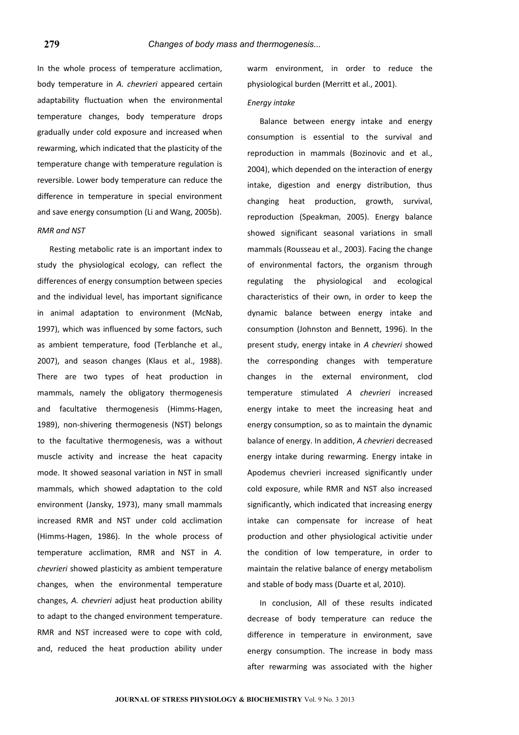In the whole process of temperature acclimation, body temperature in *A. chevrieri* appeared certain adaptability fluctuation when the environmental temperature changes, body temperature drops gradually under cold exposure and increased when rewarming, which indicated that the plasticity of the temperature change with temperature regulation is reversible. Lower body temperature can reduce the difference in temperature in special environment and save energy consumption (Li and Wang, 2005b).

*RMR and NST*

Resting metabolic rate is an important index to study the physiological ecology, can reflect the differences of energy consumption between species and the individual level, has important significance in animal adaptation to environment (McNab, 1997), which was influenced by some factors, such as ambient temperature, food (Terblanche et al., 2007), and season changes (Klaus et al., 1988). There are two types of heat production in mammals, namely the obligatory thermogenesis and facultative thermogenesis (Himms-Hagen, 1989), non-shivering thermogenesis (NST) belongs to the facultative thermogenesis, was a without muscle activity and increase the heat capacity mode. It showed seasonal variation in NST in small mammals, which showed adaptation to the cold environment (Jansky, 1973), many small mammals increased RMR and NST under cold acclimation (Himms-Hagen, 1986). In the whole process of temperature acclimation, RMR and NST in *A. chevrieri* showed plasticity as ambient temperature changes, when the environmental temperature changes, *A. chevrieri* adjust heat production ability to adapt to the changed environment temperature. RMR and NST increased were to cope with cold, and, reduced the heat production ability under warm environment, in order to reduce the physiological burden (Merritt et al., 2001).

*Energy intake*

Balance between energy intake and energy consumption is essential to the survival and reproduction in mammals (Bozinovic and et al., 2004), which depended on the interaction of energy intake, digestion and energy distribution, thus changing heat production, growth, survival, reproduction (Speakman, 2005). Energy balance showed significant seasonal variations in small mammals (Rousseau et al., 2003). Facing the change of environmental factors, the organism through regulating the physiological and ecological characteristics of their own, in order to keep the dynamic balance between energy intake and consumption (Johnston and Bennett, 1996). In the present study, energy intake in *A chevrieri* showed the corresponding changes with temperature changes in the external environment, clod temperature stimulated *A chevrieri* increased energy intake to meet the increasing heat and energy consumption, so as to maintain the dynamic balance of energy. In addition, *A chevrieri* decreased energy intake during rewarming. Energy intake in Apodemus chevrieri increased significantly under cold exposure, while RMR and NST also increased significantly, which indicated that increasing energy intake can compensate for increase of heat production and other physiological activitie under the condition of low temperature, in order to maintain the relative balance of energy metabolism and stable of body mass (Duarte et al, 2010).

In conclusion, All of these results indicated decrease of body temperature can reduce the difference in temperature in environment, save energy consumption. The increase in body mass after rewarming was associated with the higher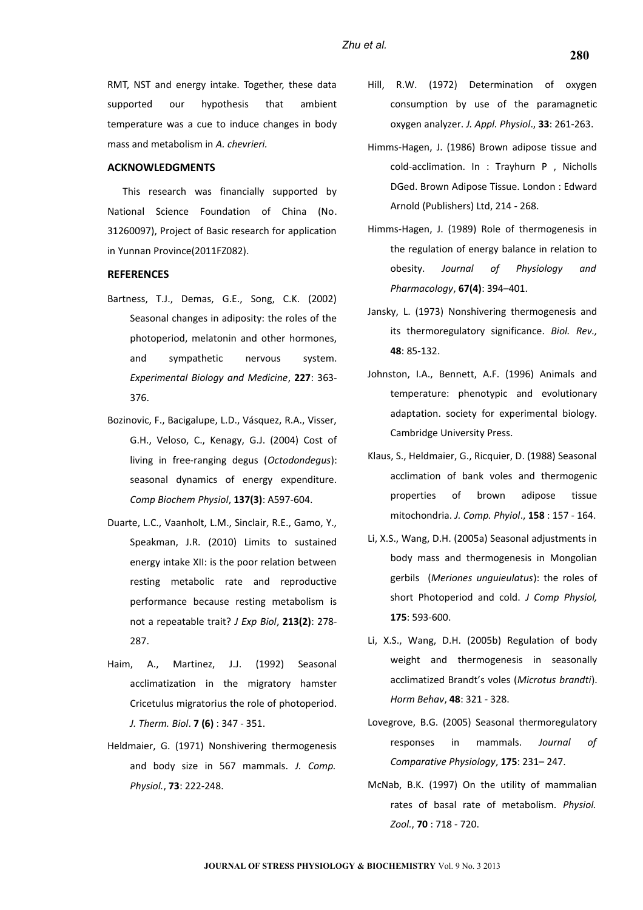RMT, NST and energy intake. Together, these data supported our hypothesis that ambient temperature was a cue to induce changes in body mass and metabolism in *A. chevrieri.*

### ACKNOWLEDGMENTS

This research was financially supported by National Science Foundation of China (No. 31260097), Project of Basic research for application in Yunnan Province(2011FZ082).

### REFERENCES

Bartness, T.J., Demas, G.E., Song, C.K. (2002) Seasonal changes in adiposity: the roles of the photoperiod, melatonin and other hormones, and sympathetic nervous system. *Experimental Biology and Medicine*, **227**: 363-376.

Bozinovic, F., Bacigalupe, L.D., Vásquez, R.A., Visser, G.H., Veloso, C., Kenagy, G.J. (2004) Cost of living in free-ranging degus (*Octodondegus*): seasonal dynamics of energy expenditure. *Comp Biochem Physiol*, **137(3)**: A597-604.

Duarte, L.C., Vaanholt, L.M., Sinclair, R.E., Gamo, Y., Speakman, J.R. (2010) Limits to sustained energy intake XII: is the poor relation between resting metabolic rate and reproductive performance because resting metabolism is not a repeatable trait? *J Exp Biol*, **213(2)**: 278-287.

Haim, A., Martinez, J.J. (1992) Seasonal acclimatization in the migratory hamster Cricetulus migratorius the role of photoperiod. *J. Therm. Biol*. **7 (6)** : 347 - 351.

Heldmaier, G. (1971) Nonshivering thermogenesis and body size in 567 mammals. *J. Comp. Physiol.*, **73**: 222-248.

Hill, R.W. (1972) Determination of oxygen consumption by use of the paramagnetic oxygen analyzer. *J. Appl. Physiol*., **33**: 261-263.

Himms-Hagen, J. (1986) Brown adipose tissue and cold-acclimation. In : Trayhurn P , Nicholls DGed. Brown Adipose Tissue. London : Edward Arnold (Publishers) Ltd, 214 - 268.

Himms-Hagen, J. (1989) Role of thermogenesis in the regulation of energy balance in relation to obesity. *Journal of Physiology and Pharmacology*, **67(4)**: 394–401.

Jansky, L. (1973) Nonshivering thermogenesis and its thermoregulatory significance. *Biol. Rev.,* **48**: 85-132.

Johnston, I.A., Bennett, A.F. (1996) Animals and temperature: phenotypic and evolutionary adaptation. society for experimental biology. Cambridge University Press.

Klaus, S., Heldmaier, G., Ricquier, D. (1988) Seasonal acclimation of bank voles and thermogenic properties of brown adipose tissue mitochondria. *J. Comp. Phyiol*., **158** : 157 - 164.

Li, X.S., Wang, D.H. (2005a) Seasonal adjustments in body mass and thermogenesis in Mongolian gerbils (*Meriones unguieulatus*): the roles of short Photoperiod and cold. *J Comp Physiol,* **175**: 593-600.

Li, X.S., Wang, D.H. (2005b) Regulation of body weight and thermogenesis in seasonally acclimatized Brandt's voles (*Microtus brandti*). *Horm Behav*, **48**: 321 - 328.

Lovegrove, B.G. (2005) Seasonal thermoregulatory responses in mammals. *Journal of Comparative Physiology*, **175**: 231– 247.

McNab, B.K. (1997) On the utility of mammalian rates of basal rate of metabolism. *Physiol. Zool.*, **70** : 718 - 720.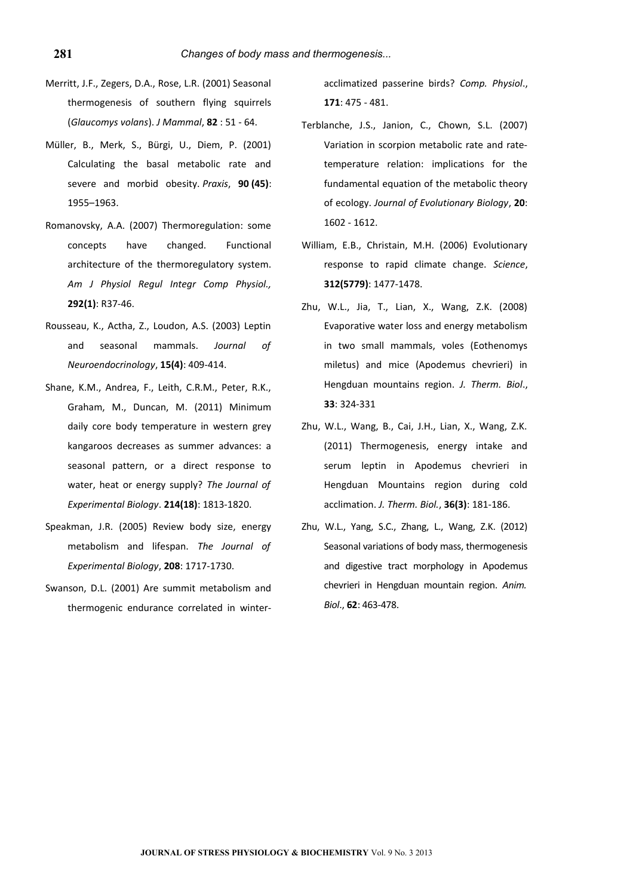Merritt, J.F., Zegers, D.A., Rose, L.R. (2001) Seasonal thermogenesis of southern flying squirrels (*Glaucomys volans*). *J Mammal*, **82** : 51 - 64.

Müller, B., Merk, S., Bürgi, U., Diem, P. (2001) Calculating the basal metabolic rate and severe and morbid obesity. *Praxis*, **90 (45)**: 1955–1963.

Romanovsky, A.A. (2007) Thermoregulation: some concepts have changed. Functional architecture of the thermoregulatory system. *Am J Physiol Regul Integr Comp Physiol.,* **292(1)**: R37-46.

Rousseau, K., Actha, Z., Loudon, A.S. (2003) Leptin and seasonal mammals. *Journal of Neuroendocrinology*, **15(4)**: 409-414.

Shane, K.M., Andrea, F., Leith, C.R.M., Peter, R.K., Graham, M., Duncan, M. (2011) Minimum daily core body temperature in western grey kangaroos decreases as summer advances: a seasonal pattern, or a direct response to water, heat or energy supply? *The Journal of Experimental Biology*. **214(18)**: 1813-1820.

Speakman, J.R. (2005) Review body size, energy metabolism and lifespan. *The Journal of Experimental Biology*, **208**: 1717-1730.

Swanson, D.L. (2001) Are summit metabolism and thermogenic endurance correlated in winter-acclimatized passerine birds? *Comp. Physiol*., **171**: 475 - 481.

Terblanche, J.S., Janion, C., Chown, S.L. (2007) Variation in scorpion metabolic rate and rate-temperature relation: implications for the fundamental equation of the metabolic theory of ecology. *Journal of Evolutionary Biology*, **20**: 1602 - 1612.

William, E.B., Christain, M.H. (2006) Evolutionary response to rapid climate change. *Science*, **312(5779)**: 1477-1478.

Zhu, W.L., Jia, T., Lian, X., Wang, Z.K. (2008) Evaporative water loss and energy metabolism in two small mammals, voles (Eothenomys miletus) and mice (Apodemus chevrieri) in Hengduan mountains region. *J. Therm. Biol*., **33**: 324-331

Zhu, W.L., Wang, B., Cai, J.H., Lian, X., Wang, Z.K. (2011) Thermogenesis, energy intake and serum leptin in Apodemus chevrieri in Hengduan Mountains region during cold acclimation. *J. Therm. Biol.*, **36(3)**: 181-186.

Zhu, W.L., Yang, S.C., Zhang, L., Wang, Z.K. (2012) Seasonal variations of body mass, thermogenesis and digestive tract morphology in Apodemus chevrieri in Hengduan mountain region. *Anim. Biol*., **62**: 463-478.